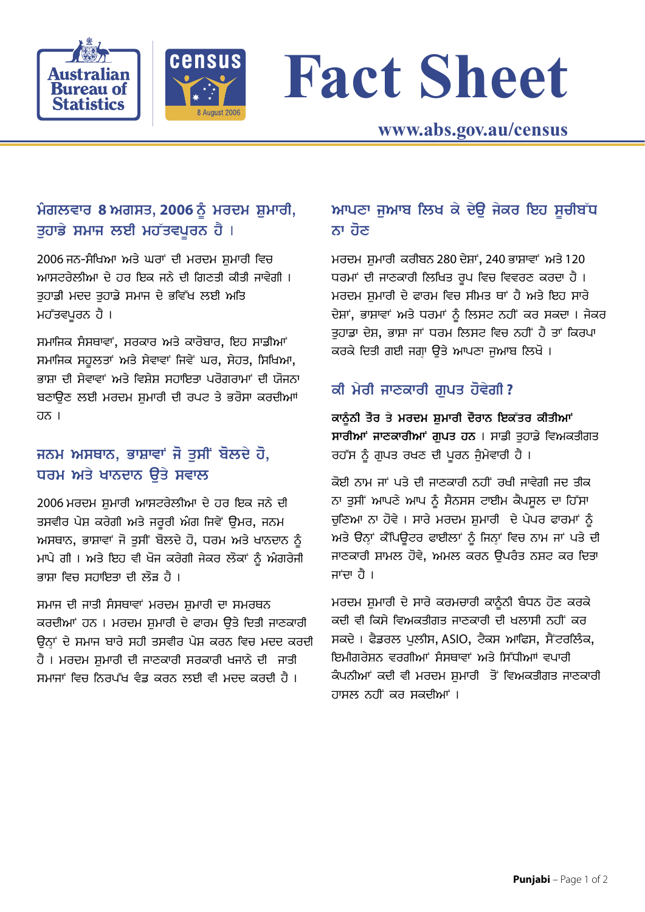# Fact Sheet

www.abs.gov.au/census

## ਮੰਗਲਵਾਰ 8 ਅਗਸਤ, 2006 ਨੂੰ ਮਰਦਮ ਸ਼ੁਮਾਰੀ, ਤੁਹਾਡੇ ਸਮਾਜ ਲਈ ਮਹੱਤਵਪੂਰਨ ਹੈ ।

2006 ਜਨ-ਸੰਖਿਆ ਅਤੇ ਘਰਾਂ ਦੀ ਮਰਦਮ ਸ਼ੁਮਾਰੀ ਵਿਚ ਆਸਟਰੇਲੀਆ ਦੇ ਹਰ ਇਕ ਜਨੇ ਦੀ ਗਿਣਤੀ ਕੀਤੀ ਜਾਵੇਗੀ । ਤੁਹਾਡੀ ਮਦਦ ਤੁਹਾਡੇ ਸਮਾਜ ਦੇ ਭਵਿੱਖ ਲਈ ਅਤਿ ਮਹੱਤਵਪੂਰਨ ਹੈ ।

ਸਮਾਜਿਕ ਸੰਸਥਾਵਾਂ, ਸਰਕਾਰ ਅਤੇ ਕਾਰੋਬਾਰ, ਇਹ ਸਾਡੀਆਂ ਸਮਾਜਿਕ ਸਹੂਲਤਾਂ ਅਤੇ ਸੇਵਾਵਾਂ ਜਿਵੇਂ ਘਰ, ਸੇਹਤ, ਸਿਖਿਆ, ਭਾਸ਼ਾ ਦੀ ਸੇਵਾਵਾਂ ਅਤੇ ਵਿਸ਼ੇਸ਼ ਸਹਾਇਤਾ ਪਰੋਗਰਾਮਾਂ ਦੀ ਯੋਜਨਾ ਬਣਾਉਣ ਲਈ ਮਰਦਮ ਸ਼ੁਮਾਰੀ ਦੀ ਰਪਟ ਤੇ ਭਰੋਸਾ ਕਰਦੀਆਂ ਹਨ ।

## ਜਨਮ ਅਸਥਾਨ, ਭਾਸ਼ਾਵਾਂ ਜੋ ਤੁਸੀਂ ਬੋਲਦੇ ਹੋ, ਧਰਮ ਅਤੇ ਖਾਨਦਾਨ ਉਤੇ ਸਵਾਲ

2006 ਮਰਦਮ ਸ਼ੁਮਾਰੀ ਆਸਟਰੇਲੀਆ ਦੇ ਹਰ ਇਕ ਜਨੇ ਦੀ ਤਸਵੀਰ ਪੇਸ਼ ਕਰੇਗੀ ਅਤੇ ਜਰੂਰੀ ਅੰਗ ਜਿਵੇਂ ਉਮਰ, ਜਨਮ ਅਸਥਾਨ, ਭਾਸ਼ਾਵਾਂ ਜੋ ਤੁਸੀਂ ਬੋਲਦੇ ਹੋ, ਧਰਮ ਅਤੇ ਖਾਨਦਾਨ ਨੂੰ ਮਾਪੇ ਗੀ । ਅਤੇ ਇਹ ਵੀ ਖੋਜ ਕਰੇਗੀ ਜੇਕਰ ਲੋਕਾਂ ਨੂੰ ਅੰਗਰੇਜੀ ਭਾਸ਼ਾ ਵਿਚ ਸਹਾਇਤਾ ਦੀ ਲੋੜ ਹੈ ।

ਸਮਾਜ ਦੀ ਜਾਤੀ ਸੰਸਥਾਵਾਂ ਮਰਦਮ ਸ਼ੁਮਾਰੀ ਦਾ ਸਮਰਥਨ ਕਰਦੀਆਂ ਹਨ । ਮਰਦਮ ਸ਼ੁਮਾਰੀ ਦੇ ਫਾਰਮ ਉਤੇ ਦਿਤੀ ਜਾਣਕਾਰੀ ਉਨ੍ਹਾਂ ਦੇ ਸਮਾਜ ਬਾਰੇ ਸਹੀ ਤਸਵੀਰ ਪੇਸ਼ ਕਰਨ ਵਿਚ ਮਦਦ ਕਰਦੀ ਹੈ । ਮਰਦਮ ਸ਼ੁਮਾਰੀ ਦੀ ਜਾਣਕਾਰੀ ਸਰਕਾਰੀ ਖਜਾਨੇ ਦੀ ਜਾਤੀ ਸਮਾਜਾਂ ਵਿਚ ਨਿਰਪੱਖ ਵੰਡ ਕਰਨ ਲਈ ਵੀ ਮਦਦ ਕਰਦੀ ਹੈ ।

## ਆਪਣਾ ਜੁਆਬ ਲਿਖ ਕੇ ਦੇਉ ਜੇਕਰ ਇਹ ਸੂਚੀਬੱਧ ਨਾ ਹੋਣ

ਮਰਦਮ ਸ਼ੁਮਾਰੀ ਕਰੀਬਨ 280 ਦੇਸ਼ਾਂ, 240 ਭਾਸ਼ਾਵਾਂ ਅਤੇ 120 ਧਰਮਾਂ ਦੀ ਜਾਣਕਾਰੀ ਲਿਖਿਤ ਰੂਪ ਵਿਚ ਵਿਵਰਣ ਕਰਦਾ ਹੈ । ਮਰਦਮ ਸ਼ੁਮਾਰੀ ਦੇ ਫਾਰਮ ਵਿਚ ਸੀਮਤ ਥਾਂ ਹੈ ਅਤੇ ਇਹ ਸਾਰੇ ਦੇਸ਼ਾਂ, ਭਾਸ਼ਾਵਾਂ ਅਤੇ ਧਰਮਾਂ ਨੂੰ ਲਿਸਟ ਨਹੀਂ ਕਰ ਸਕਦਾ । ਜੇਕਰ ਤੁਹਾਡਾ ਦੇਸ਼, ਭਾਸ਼ਾ ਜਾਂ ਧਰਮ ਲਿਸਟ ਵਿਚ ਨਹੀਂ ਹੈ ਤਾਂ ਕਿਰਪਾ ਕਰਕੇ ਦਿਤੀ ਗਈ ਜਗ੍ਹਾ ਉਤੇ ਆਪਣਾ ਜੁਆਬ ਲਿਖੋ ।

## ਕੀ ਮੇਰੀ ਜਾਣਕਾਰੀ ਗੁਪਤ ਹੋਵੇਗੀ ?

**ਕਾਨੂੰਨੀ ਤੌਰ ਤੇ ਮਰਦਮ ਸ਼ੁਮਾਰੀ ਦੌਰਾਨ ਇਕੱਤਰ ਕੀਤੀਆਂ ਸਾਰੀਆਂ ਜਾਣਕਾਰੀਆਂ ਗੁਪਤ ਹਨ** । ਸਾਡੀ ਤੁਹਾਡੇ ਵਿਅਕਤੀਗਤ ਰਹੱਸ ਨੂੰ ਗੁਪਤ ਰਖਣ ਦੀ ਪੂਰਨ ਜੁੰਮੇਵਾਰੀ ਹੈ ।

ਕੋਈ ਨਾਮ ਜਾਂ ਪਤੇ ਦੀ ਜਾਣਕਾਰੀ ਨਹੀਂ ਰਖੀ ਜਾਵੇਗੀ ਜਦ ਤੀਕ ਨਾ ਤੁਸੀਂ ਆਪਣੇ ਆਪ ਨੂੰ ਸੈਨਸਸ ਟਾਈਮ ਕੈਪਸੂਲ ਦਾ ਹਿੱਸਾ ਚੁਣਿਆ ਨਾ ਹੋਵੇ । ਸਾਰੇ ਮਰਦਮ ਸ਼ੁਮਾਰੀ ਦੇ ਪੇਪਰ ਫਾਰਮਾਂ ਨੂੰ ਅਤੇ ਉਨ੍ਹਾਂ ਕੰਪਿਊਟਰ ਫਾਈਲਾਂ ਨੂੰ ਜਿਨ੍ਹਾਂ ਵਿਚ ਨਾਮ ਜਾਂ ਪਤੇ ਦੀ ਜਾਣਕਾਰੀ ਸ਼ਾਮਲ ਹੋਵੇ, ਅਮਲ ਕਰਨ ਉਪਰੰਤ ਨਸ਼ਟ ਕਰ ਦਿਤਾ ਜਾਂਦਾ ਹੈ ।

ਮਰਦਮ ਸ਼ੁਮਾਰੀ ਦੇ ਸਾਰੇ ਕਰਮਚਾਰੀ ਕਾਨੂੰਨੀ ਬੰਧਨ ਹੋਣ ਕਰਕੇ ਕਦੀ ਵੀ ਕਿਸੇ ਵਿਅਕਤੀਗਤ ਜਾਣਕਾਰੀ ਦੀ ਖੁਲਾਸੀ ਨਹੀਂ ਕਰ ਸਕਦੇ । ਫੈਡਰਲ ਪੁਲੀਸ, ASIO, ਟੈਕਸ ਆਫਿਸ, ਸੈਂਟਰਲਿੰਕ, ਇਮੀਗਰੇਸ਼ਨ ਵਰਗੀਆਂ ਸੰਸਥਾਵਾਂ ਅਤੇ ਸਿੱਧੀਆਂ ਵਪਾਰੀ ਕੰਪਨੀਆਂ ਕਦੀ ਵੀ ਮਰਦਮ ਸ਼ੁਮਾਰੀ ਤੋਂ ਵਿਅਕਤੀਗਤ ਜਾਣਕਾਰੀ ਹਾਸਲ ਨਹੀਂ ਕਰ ਸਕਦੀਆਂ ।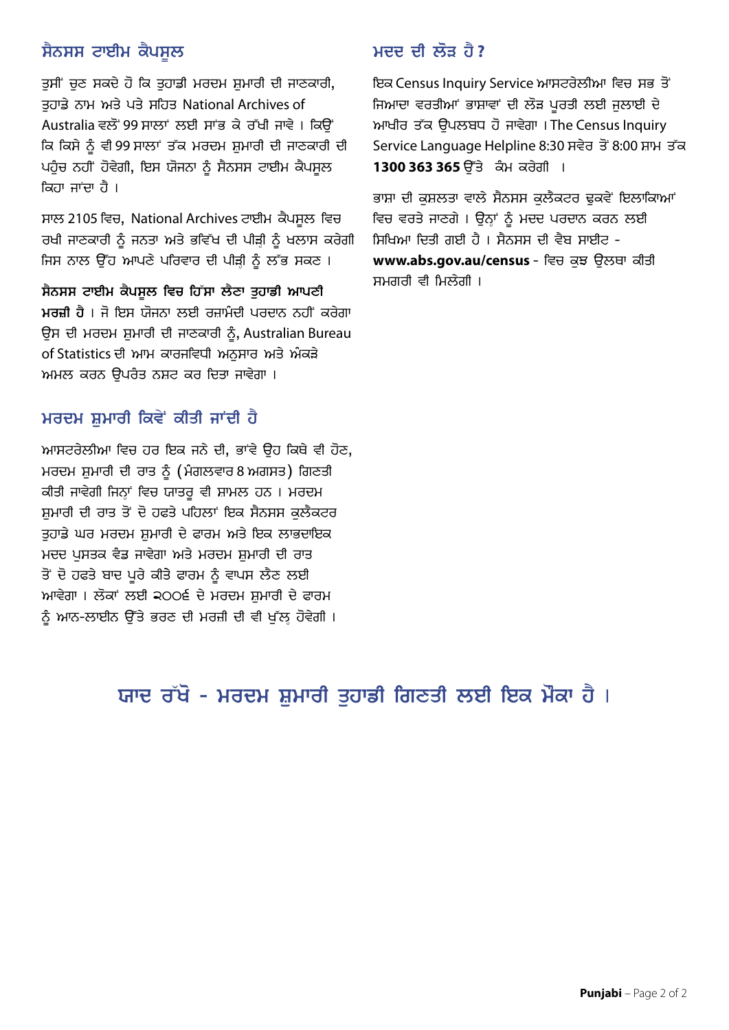## ਸੈਨਸਸ ਟਾਈਮ ਕੈਪਸੂਲ

ਤੁਸੀਂ ਚੁਣ ਸਕਦੇ ਹੋ ਕਿ ਤੁਹਾਡੀ ਮਰਦਮ ਸ਼ੁਮਾਰੀ ਦੀ ਜਾਣਕਾਰੀ, ਤੁਹਾਡੇ ਨਾਮ ਅਤੇ ਪਤੇ ਸਹਿਤ National Archives of Australia ਵਲੋਂ 99 ਸਾਲਾਂ ਲਈ ਸਾਂਭ ਕੇ ਰੱਖੀ ਜਾਵੇ । ਕਿਉਂ ਕਿ ਕਿਸੇ ਨੂੰ ਵੀ 99 ਸਾਲਾਂ ਤੱਕ ਮਰਦਮ ਸ਼ੁਮਾਰੀ ਦੀ ਜਾਣਕਾਰੀ ਦੀ ਪਹੁੰਚ ਨਹੀਂ ਹੋਵੇਗੀ, ਇਸ ਯੋਜਨਾ ਨੂੰ ਸੈਨਸਸ ਟਾਈਮ ਕੈਪਸੂਲ ਕਿਹਾ ਜਾਂਦਾ ਹੈ ।

ਸਾਲ 2105 ਵਿਚ, National Archives ਟਾਈਮ ਕੈਪਸੂਲ ਵਿਚ ਰਖੀ ਜਾਣਕਾਰੀ ਨੂੰ ਜਨਤਾ ਅਤੇ ਭਵਿੱਖ ਦੀ ਪੀੜ੍ਹੀ ਨੂੰ ਖਲਾਸ ਕਰੇਗੀ ਜਿਸ ਨਾਲ ਉਹ ਆਪਣੇ ਪਰਿਵਾਰ ਦੀ ਪੀੜ੍ਹੀ ਨੂੰ ਲੱਭ ਸਕਣ ।

**ਸੈਨਸਸ ਟਾਈਮ ਕੈਪਸੂਲ ਵਿਚ ਹਿੱਸਾ ਲੈਣਾ ਤੁਹਾਡੀ ਆਪਣੀ ਮਰਜ਼ੀ ਹੈ ।** ਜੋ ਇਸ ਯੋਜਨਾ ਲਈ ਰਜ਼ਾਮੰਦੀ ਪਰਦਾਨ ਨਹੀਂ ਕਰੇਗਾ ਉਸ ਦੀ ਮਰਦਮ ਸ਼ੁਮਾਰੀ ਦੀ ਜਾਣਕਾਰੀ ਨੂੰ, Australian Bureau of Statistics ਦੀ ਆਮ ਕਾਰਜਵਿਧੀ ਅਨੁਸਾਰ ਅਤੇ ਅੰਕੜੇ ਅਮਲ ਕਰਨ ਉਪਰੰਤ ਨਸ਼ਟ ਕਰ ਦਿਤਾ ਜਾਵੇਗਾ ।

## ਮਰਦਮ ਸ਼ੁਮਾਰੀ ਕਿਵੇਂ ਕੀਤੀ ਜਾਂਦੀ ਹੈ

ਆਸਟਰੇਲੀਆ ਵਿਚ ਹਰ ਇਕ ਜਨੇ ਦੀ, ਭਾਂਵੇ ਉਹ ਕਿਥੇ ਵੀ ਹੋਣ, ਮਰਦਮ ਸ਼ੁਮਾਰੀ ਦੀ ਰਾਤ ਨੂੰ (ਮੰਗਲਵਾਰ 8 ਅਗਸਤ) ਗਿਣਤੀ ਕੀਤੀ ਜਾਵੇਗੀ ਜਿਨ੍ਹਾਂ ਵਿਚ ਯਾਤਰੂ ਵੀ ਸ਼ਾਮਲ ਹਨ । ਮਰਦਮ ਸ਼ੁਮਾਰੀ ਦੀ ਰਾਤ ਤੋਂ ਦੋ ਹਫਤੇ ਪਹਿਲਾਂ ਇਕ ਸੈਨਸਸ ਕੁਲੈਕਟਰ ਤੁਹਾਡੇ ਘਰ ਮਰਦਮ ਸ਼ੁਮਾਰੀ ਦੇ ਫਾਰਮ ਅਤੇ ਇਕ ਲਾਭਦਾਇਕ ਮਦਦ ਪੁਸਤਕ ਵੰਡ ਜਾਵੇਗਾ ਅਤੇ ਮਰਦਮ ਸ਼ੁਮਾਰੀ ਦੀ ਰਾਤ ਤੋਂ ਦੋ ਹਫਤੇ ਬਾਦ ਪੂਰੇ ਕੀਤੇ ਫਾਰਮ ਨੂੰ ਵਾਪਸ ਲੈਣ ਲਈ ਆਵੇਗਾ । ਲੋਕਾਂ ਲਈ ੨੦੦੬ ਦੇ ਮਰਦਮ ਸ਼ੁਮਾਰੀ ਦੇ ਫਾਰਮ ਨੂੰ ਆਨ-ਲਾਈਨ ਉੱਤੇ ਭਰਣ ਦੀ ਮਰਜ਼ੀ ਦੀ ਵੀ ਖੁੱਲ੍ਹ ਹੋਵੇਗੀ ।

## ਮਦਦ ਦੀ ਲੋੜ ਹੈ ?

ਇਕ Census Inquiry Service ਆਸਟਰੇਲੀਆ ਵਿਚ ਸਭ ਤੋਂ ਜਿਆਦਾ ਵਰਤੀਆਂ ਭਾਸ਼ਾਵਾਂ ਦੀ ਲੋੜ ਪੂਰਤੀ ਲਈ ਜੁਲਾਈ ਦੇ ਆਖੀਰ ਤੱਕ ਉਪਲਬਧ ਹੋ ਜਾਵੇਗਾ । The Census Inquiry Service Language Helpline 8:30 ਸਵੇਰ ਤੋਂ 8:00 ਸ਼ਾਮ ਤੱਕ **1300 363 365** ਉੱਤੇ ਕੰਮ ਕਰੇਗੀ ।

ਭਾਸ਼ਾ ਦੀ ਕੁਸ਼ਲਤਾ ਵਾਲੇ ਸੈਨਸਸ ਕੁਲੈਕਟਰ ਢੁਕਵੇਂ ਇਲਾਕਿਆਂ ਵਿਚ ਵਰਤੇ ਜਾਣਗੇ । ਉਨ੍ਹਾਂ ਨੂੰ ਮਦਦ ਪਰਦਾਨ ਕਰਨ ਲਈ ਸਿਖਿਆ ਦਿਤੀ ਗਈ ਹੈ । ਸੈਨਸਸ ਦੀ ਵੈਬ ਸਾਈਟ - **www.abs.gov.au/census** - ਵਿਚ ਕੁਝ ਉਲਥਾ ਕੀਤੀ ਸਮਗਰੀ ਵੀ ਮਿਲੇਗੀ ।

## ਯਾਦ ਰੱਖੋ - ਮਰਦਮ ਸ਼ੁਮਾਰੀ ਤੁਹਾਡੀ ਗਿਣਤੀ ਲਈ ਇਕ ਮੌਕਾ ਹੈ ।